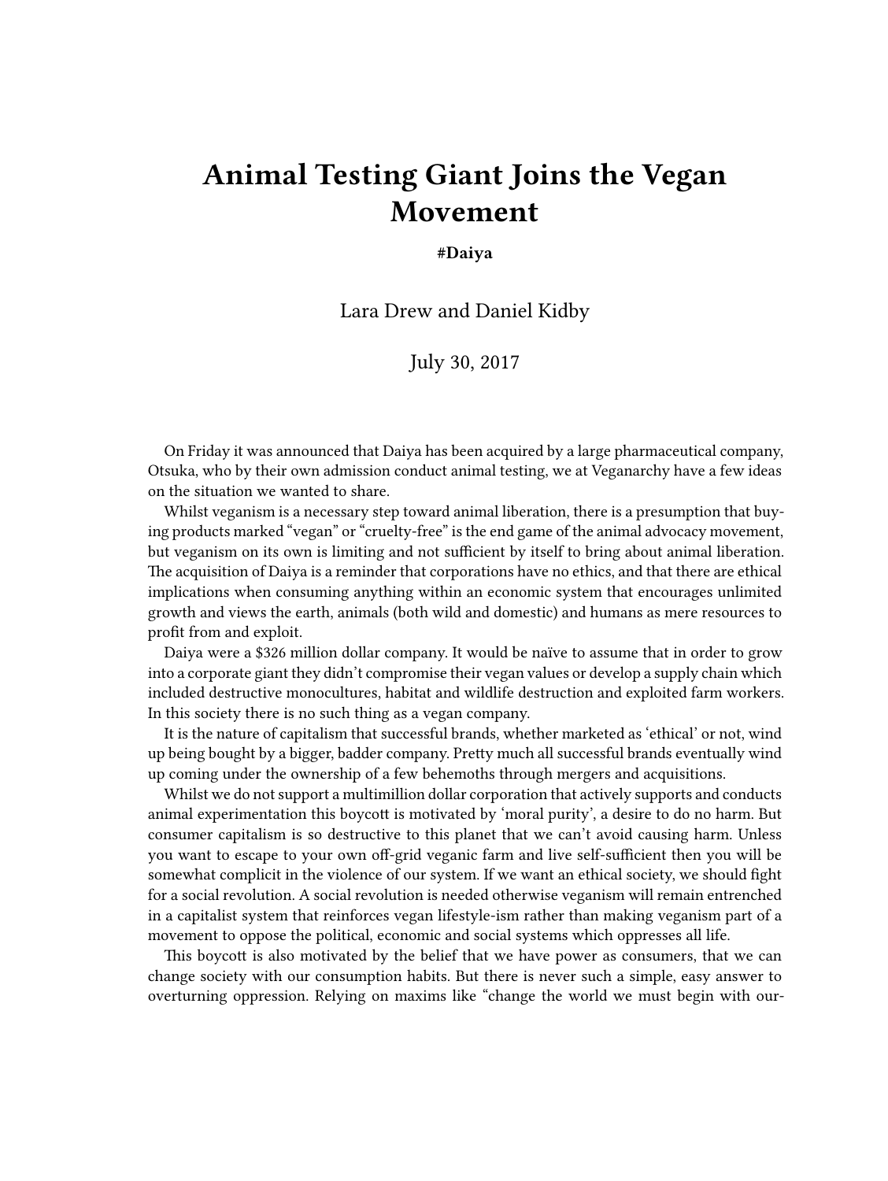# Animal Testing Giant Joins the Vegan Movement

**#Daiya**

Lara Drew and Daniel Kidby

July 30, 2017

On Friday it was announced that Daiya has been acquired by a large pharmaceutical company, Otsuka, who by their own admission conduct animal testing, we at Veganarchy have a few ideas on the situation we wanted to share.

Whilst veganism is a necessary step toward animal liberation, there is a presumption that buying products marked "vegan" or "cruelty-free" is the end game of the animal advocacy movement, but veganism on its own is limiting and not sufficient by itself to bring about animal liberation. The acquisition of Daiya is a reminder that corporations have no ethics, and that there are ethical implications when consuming anything within an economic system that encourages unlimited growth and views the earth, animals (both wild and domestic) and humans as mere resources to profit from and exploit.

Daiya were a $326 million dollar company. It would be naïve to assume that in order to grow into a corporate giant they didn't compromise their vegan values or develop a supply chain which included destructive monocultures, habitat and wildlife destruction and exploited farm workers. In this society there is no such thing as a vegan company.

It is the nature of capitalism that successful brands, whether marketed as 'ethical' or not, wind up being bought by a bigger, badder company. Pretty much all successful brands eventually wind up coming under the ownership of a few behemoths through mergers and acquisitions.

Whilst we do not support a multimillion dollar corporation that actively supports and conducts animal experimentation this boycott is motivated by 'moral purity', a desire to do no harm. But consumer capitalism is so destructive to this planet that we can't avoid causing harm. Unless you want to escape to your own off-grid veganic farm and live self-sufficient then you will be somewhat complicit in the violence of our system. If we want an ethical society, we should fight for a social revolution. A social revolution is needed otherwise veganism will remain entrenched in a capitalist system that reinforces vegan lifestyle-ism rather than making veganism part of a movement to oppose the political, economic and social systems which oppresses all life.

This boycott is also motivated by the belief that we have power as consumers, that we can change society with our consumption habits. But there is never such a simple, easy answer to overturning oppression. Relying on maxims like "change the world we must begin with our-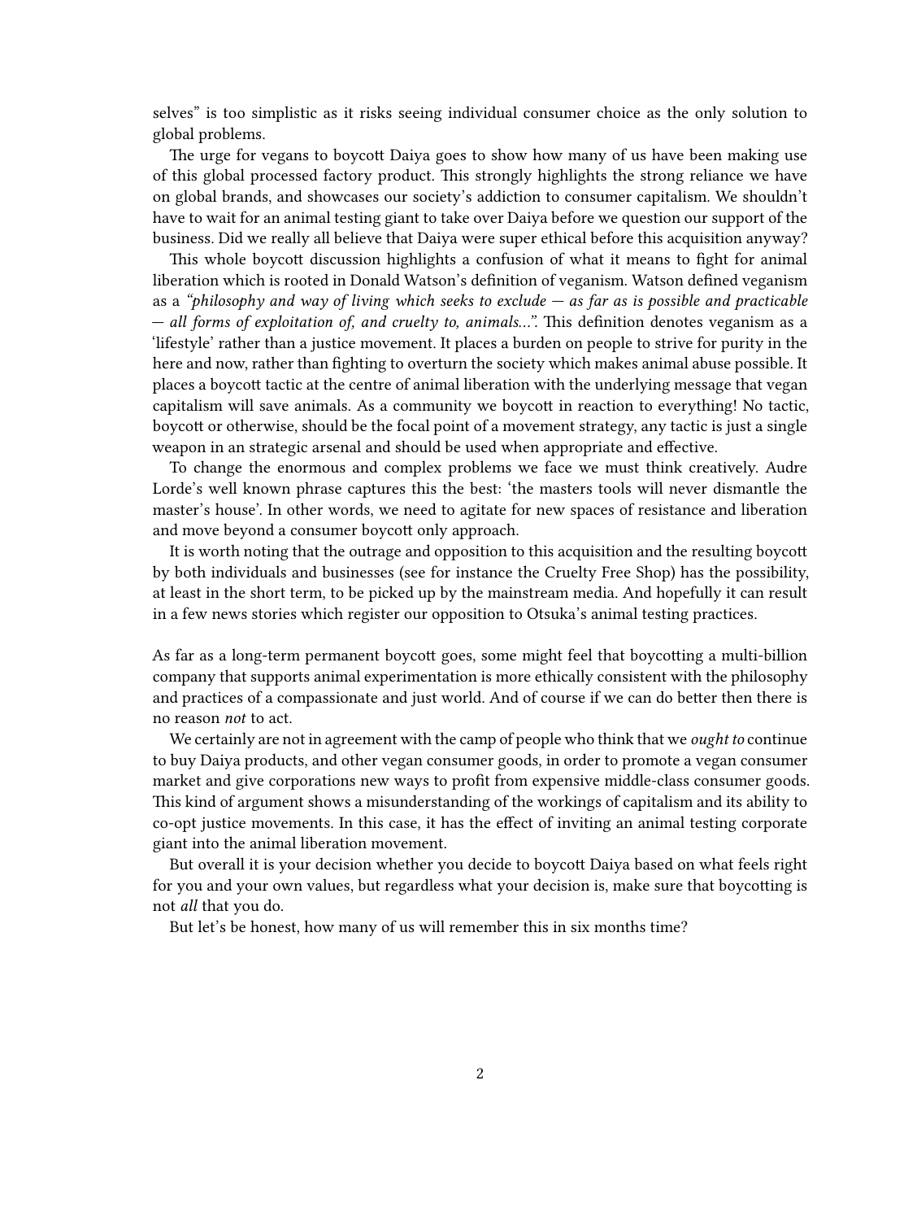selves" is too simplistic as it risks seeing individual consumer choice as the only solution to global problems.

The urge for vegans to boycott Daiya goes to show how many of us have been making use of this global processed factory product. This strongly highlights the strong reliance we have on global brands, and showcases our society's addiction to consumer capitalism. We shouldn't have to wait for an animal testing giant to take over Daiya before we question our support of the business. Did we really all believe that Daiya were super ethical before this acquisition anyway?

This whole boycott discussion highlights a confusion of what it means to fight for animal liberation which is rooted in Donald Watson's definition of veganism. Watson defined veganism as a *"philosophy and way of living which seeks to exclude — as far as is possible and practicable — all forms of exploitation of, and cruelty to, animals…"*. This definition denotes veganism as a 'lifestyle' rather than a justice movement. It places a burden on people to strive for purity in the here and now, rather than fighting to overturn the society which makes animal abuse possible. It places a boycott tactic at the centre of animal liberation with the underlying message that vegan capitalism will save animals. As a community we boycott in reaction to everything! No tactic, boycott or otherwise, should be the focal point of a movement strategy, any tactic is just a single weapon in an strategic arsenal and should be used when appropriate and effective.

To change the enormous and complex problems we face we must think creatively. Audre Lorde's well known phrase captures this the best: 'the masters tools will never dismantle the master's house'. In other words, we need to agitate for new spaces of resistance and liberation and move beyond a consumer boycott only approach.

It is worth noting that the outrage and opposition to this acquisition and the resulting boycott by both individuals and businesses (see for instance the Cruelty Free Shop) has the possibility, at least in the short term, to be picked up by the mainstream media. And hopefully it can result in a few news stories which register our opposition to Otsuka's animal testing practices.

As far as a long-term permanent boycott goes, some might feel that boycotting a multi-billion company that supports animal experimentation is more ethically consistent with the philosophy and practices of a compassionate and just world. And of course if we can do better then there is no reason *not* to act.

We certainly are not in agreement with the camp of people who think that we *ought to* continue to buy Daiya products, and other vegan consumer goods, in order to promote a vegan consumer market and give corporations new ways to profit from expensive middle-class consumer goods. This kind of argument shows a misunderstanding of the workings of capitalism and its ability to co-opt justice movements. In this case, it has the effect of inviting an animal testing corporate giant into the animal liberation movement.

But overall it is your decision whether you decide to boycott Daiya based on what feels right for you and your own values, but regardless what your decision is, make sure that boycotting is not *all* that you do.

But let's be honest, how many of us will remember this in six months time?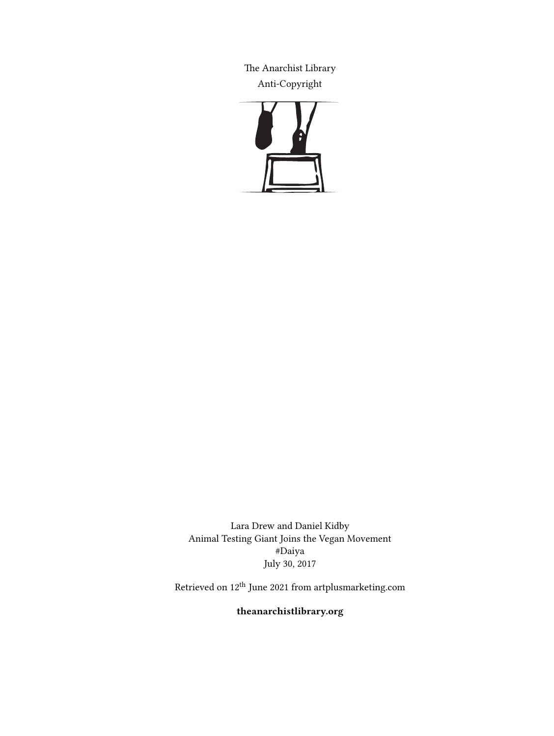The Anarchist Library
Anti-Copyright

Lara Drew and Daniel Kidby
Animal Testing Giant Joins the Vegan Movement
#Daiya
July 30, 2017

Retrieved on 12th June 2021 from artplusmarketing.com

**theanarchistlibrary.org**